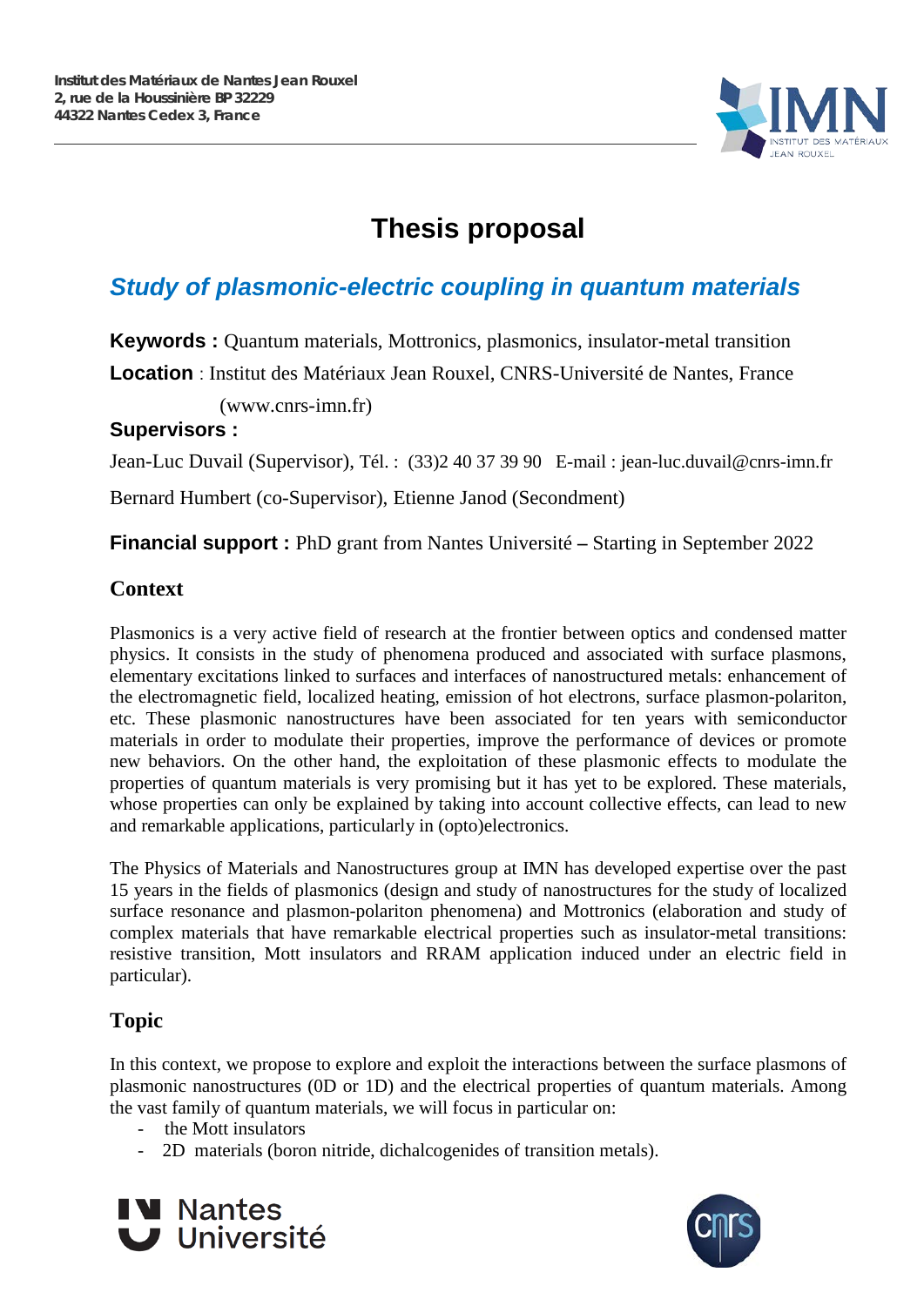**Institut des Matériaux de Nantes Jean Rouxel**
**2, rue de la Houssinière BP 32229**
**44322 Nantes Cedex 3, France**

# Thesis proposal

## *Study of plasmonic-electric coupling in quantum materials*

**Keywords :** Quantum materials, Mottronics, plasmonics, insulator-metal transition

**Location** : Institut des Matériaux Jean Rouxel, CNRS-Université de Nantes, France (www.cnrs-imn.fr)

**Supervisors :**

Jean-Luc Duvail (Supervisor), Tél. : (33)2 40 37 39 90 E-mail : jean-luc.duvail@cnrs-imn.fr

Bernard Humbert (co-Supervisor), Etienne Janod (Secondment)

**Financial support :** PhD grant from Nantes Université – Starting in September 2022

### Context

Plasmonics is a very active field of research at the frontier between optics and condensed matter physics. It consists in the study of phenomena produced and associated with surface plasmons, elementary excitations linked to surfaces and interfaces of nanostructured metals: enhancement of the electromagnetic field, localized heating, emission of hot electrons, surface plasmon-polariton, etc. These plasmonic nanostructures have been associated for ten years with semiconductor materials in order to modulate their properties, improve the performance of devices or promote new behaviors. On the other hand, the exploitation of these plasmonic effects to modulate the properties of quantum materials is very promising but it has yet to be explored. These materials, whose properties can only be explained by taking into account collective effects, can lead to new and remarkable applications, particularly in (opto)electronics.

The Physics of Materials and Nanostructures group at IMN has developed expertise over the past 15 years in the fields of plasmonics (design and study of nanostructures for the study of localized surface resonance and plasmon-polariton phenomena) and Mottronics (elaboration and study of complex materials that have remarkable electrical properties such as insulator-metal transitions: resistive transition, Mott insulators and RRAM application induced under an electric field in particular).

### Topic

In this context, we propose to explore and exploit the interactions between the surface plasmons of plasmonic nanostructures (0D or 1D) and the electrical properties of quantum materials. Among the vast family of quantum materials, we will focus in particular on:

- the Mott insulators
- 2D materials (boron nitride, dichalcogenides of transition metals).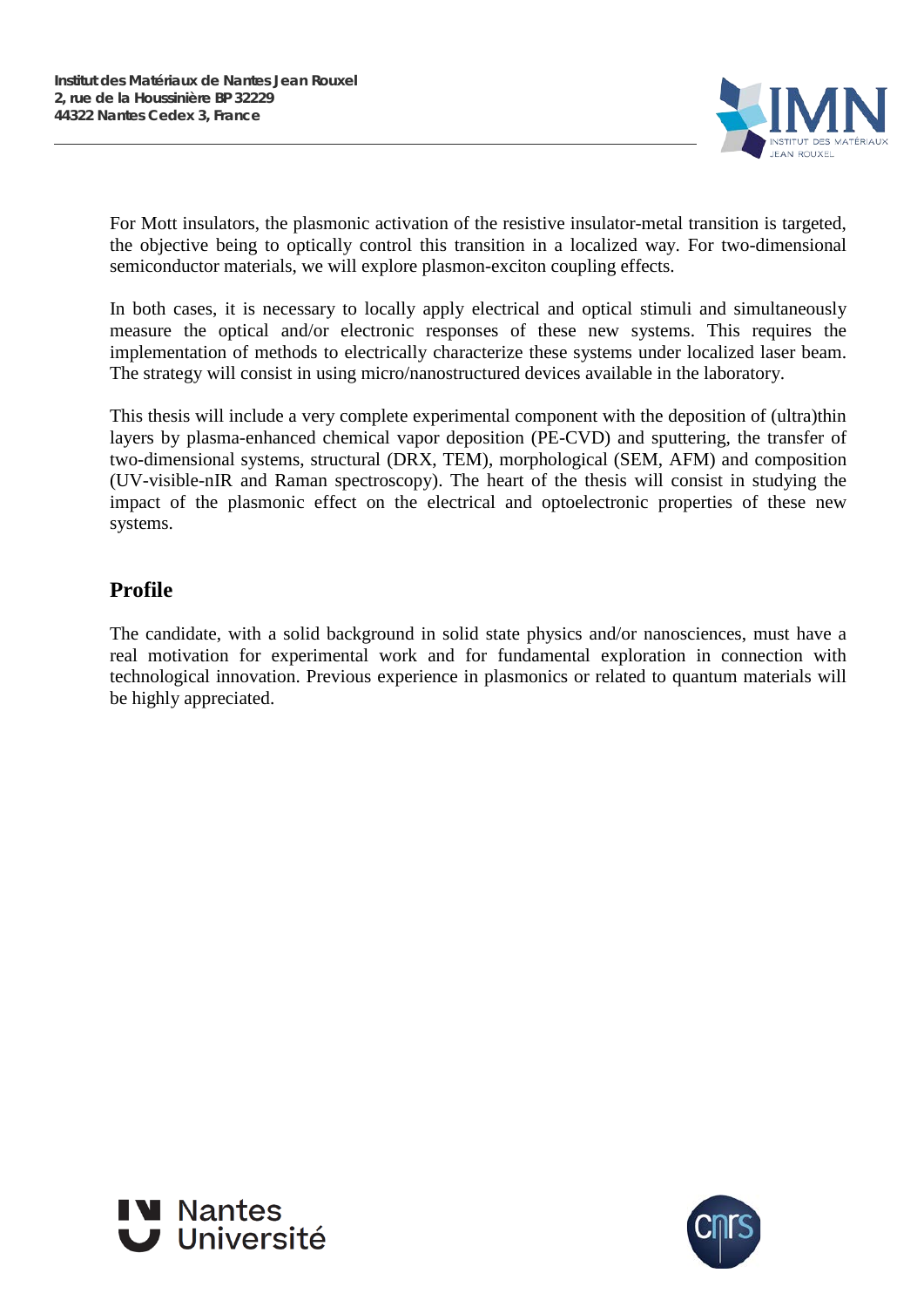For Mott insulators, the plasmonic activation of the resistive insulator-metal transition is targeted, the objective being to optically control this transition in a localized way. For two-dimensional semiconductor materials, we will explore plasmon-exciton coupling effects.

In both cases, it is necessary to locally apply electrical and optical stimuli and simultaneously measure the optical and/or electronic responses of these new systems. This requires the implementation of methods to electrically characterize these systems under localized laser beam. The strategy will consist in using micro/nanostructured devices available in the laboratory.

This thesis will include a very complete experimental component with the deposition of (ultra)thin layers by plasma-enhanced chemical vapor deposition (PE-CVD) and sputtering, the transfer of two-dimensional systems, structural (DRX, TEM), morphological (SEM, AFM) and composition (UV-visible-nIR and Raman spectroscopy). The heart of the thesis will consist in studying the impact of the plasmonic effect on the electrical and optoelectronic properties of these new systems.

## Profile

The candidate, with a solid background in solid state physics and/or nanosciences, must have a real motivation for experimental work and for fundamental exploration in connection with technological innovation. Previous experience in plasmonics or related to quantum materials will be highly appreciated.